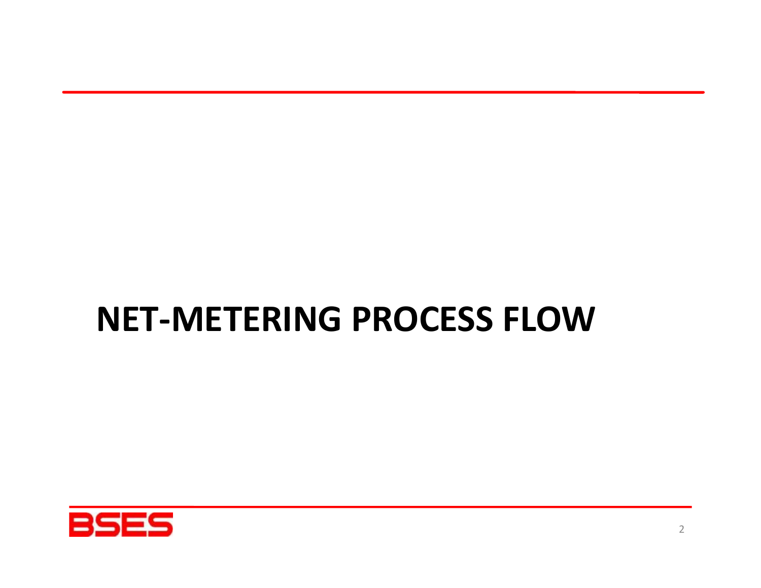# NET-METERING PROCESS FLOW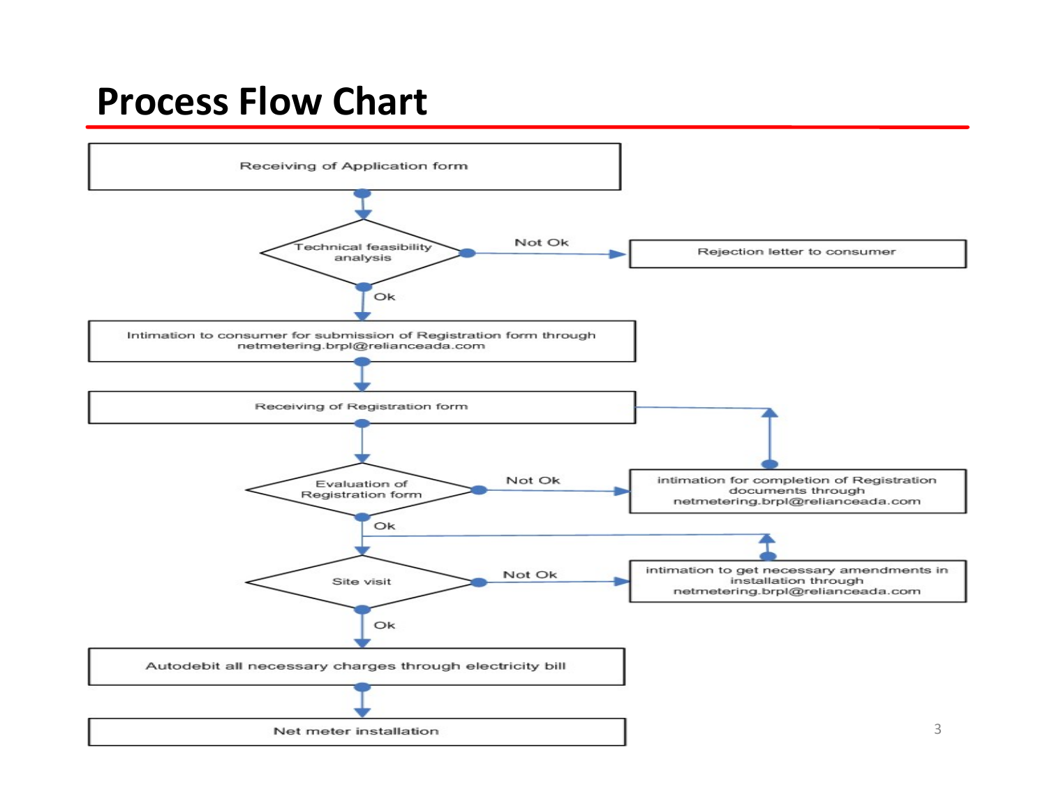# Process Flow Chart

- Receiving of Application form
- Technical feasibility analysis
  - Not Ok → Rejection letter to consumer
  - Ok → Intimation to consumer for submission of Registration form through netmetering.brpl@relianceada.com
- Receiving of Registration form
- Evaluation of Registration form
  - Not Ok → intimation for completion of Registration documents through netmetering.brpl@relianceada.com (→ back to Receiving of Registration form)
  - Ok
- Site visit
  - Not Ok → intimation to get necessary amendments in installation through netmetering.brpl@relianceada.com (→ back to Site visit)
  - Ok
- Autodebit all necessary charges through electricity bill
- Net meter installation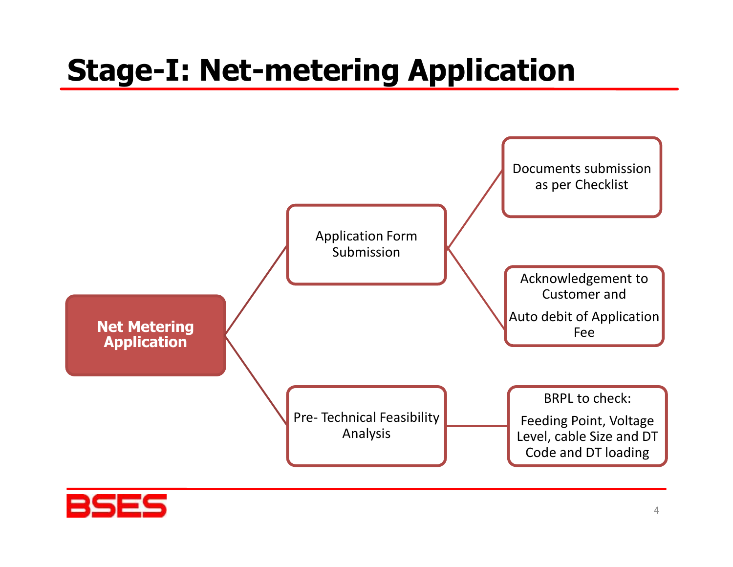# Stage-I: Net-metering Application

- **Net Metering Application**
  - Application Form Submission
    - Documents submission as per Checklist
    - Acknowledgement to Customer and Auto debit of Application Fee
  - Pre- Technical Feasibility Analysis
    - BRPL to check: Feeding Point, Voltage Level, cable Size and DT Code and DT loading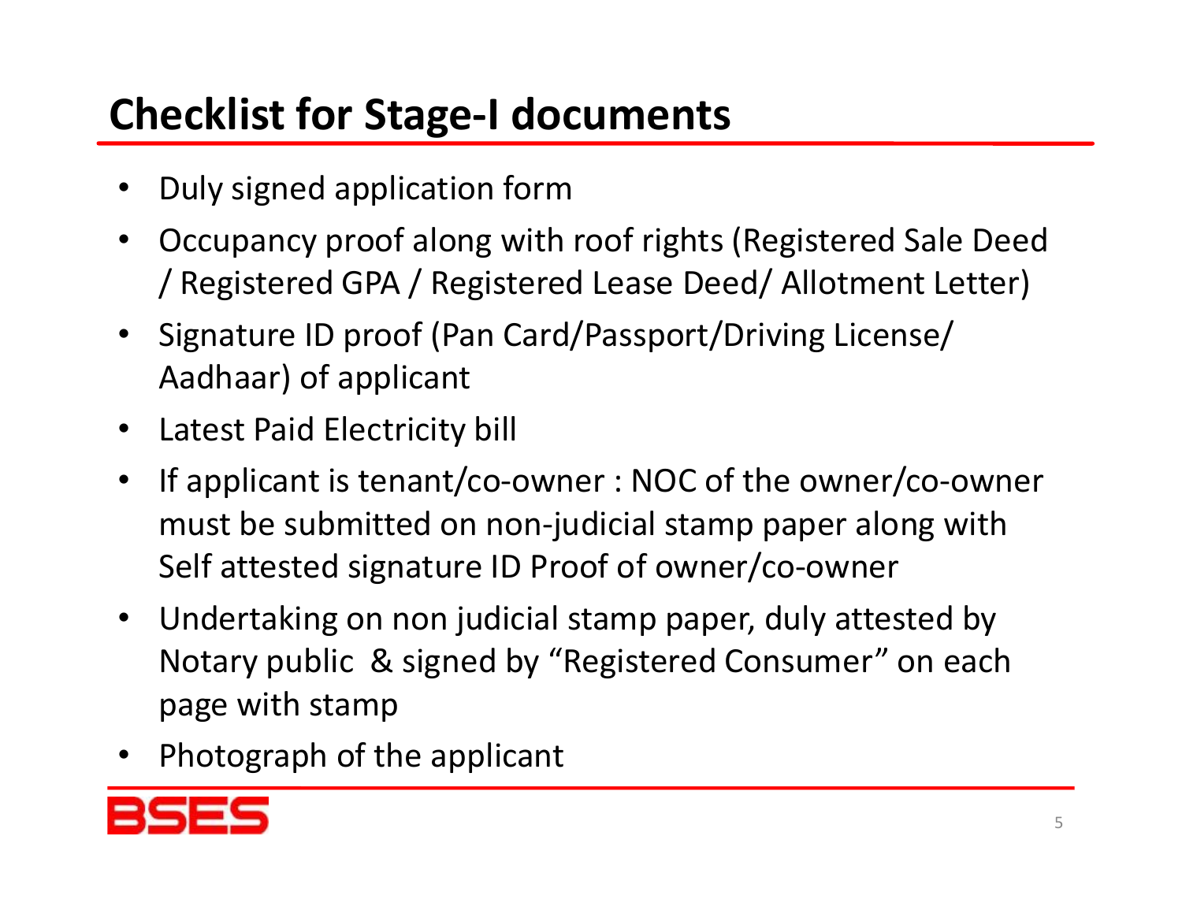# Checklist for Stage-I documents

- Duly signed application form
- Occupancy proof along with roof rights (Registered Sale Deed / Registered GPA / Registered Lease Deed/ Allotment Letter)
- Signature ID proof (Pan Card/Passport/Driving License/ Aadhaar) of applicant
- Latest Paid Electricity bill
- If applicant is tenant/co-owner : NOC of the owner/co-owner must be submitted on non-judicial stamp paper along with Self attested signature ID Proof of owner/co-owner
- Undertaking on non judicial stamp paper, duly attested by Notary public & signed by "Registered Consumer" on each page with stamp
- Photograph of the applicant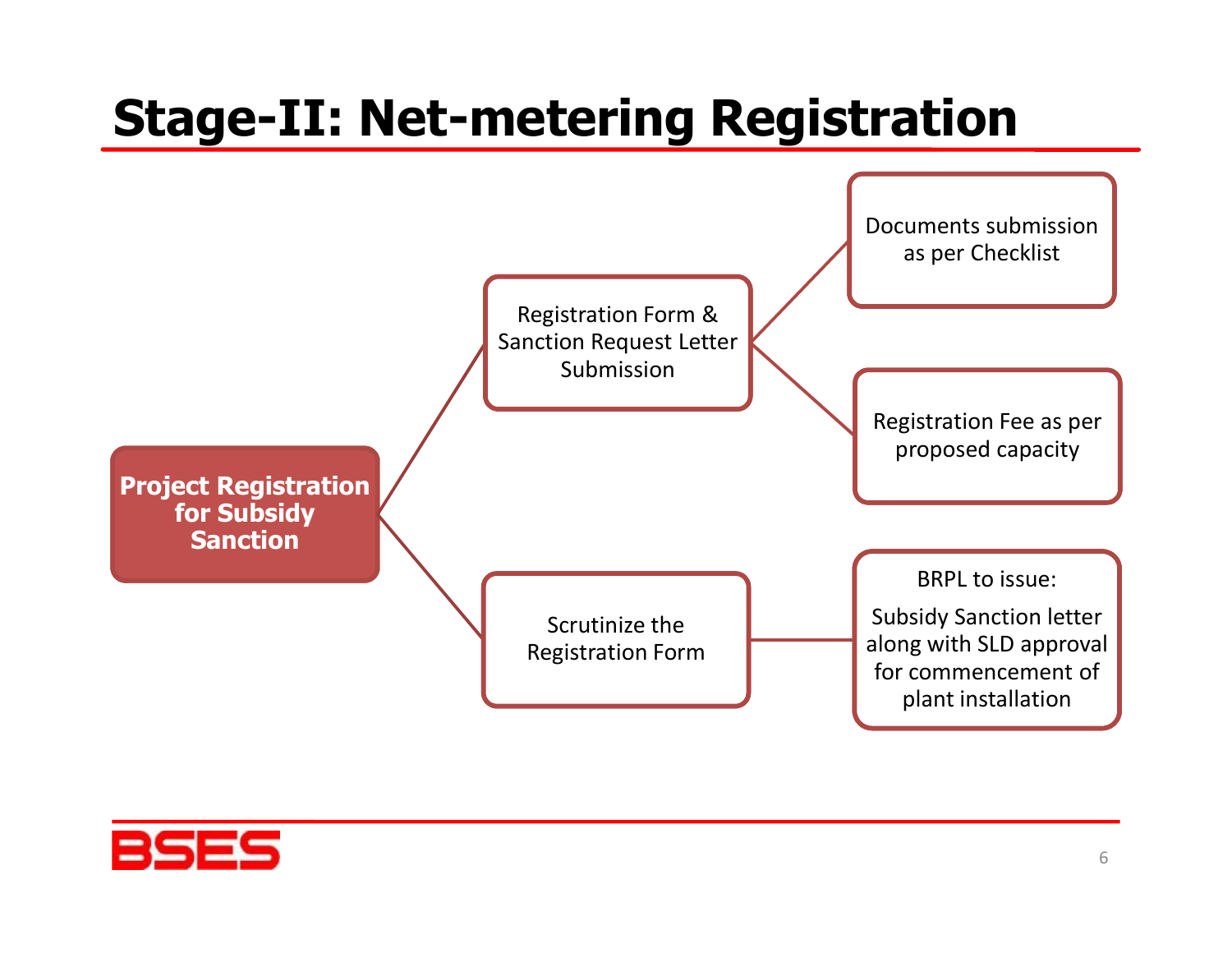# Stage-II: Net-metering Registration

- **Project Registration for Subsidy Sanction**
  - Registration Form & Sanction Request Letter Submission
    - Documents submission as per Checklist
    - Registration Fee as per proposed capacity
  - Scrutinize the Registration Form
    - BRPL to issue: Subsidy Sanction letter along with SLD approval for commencement of plant installation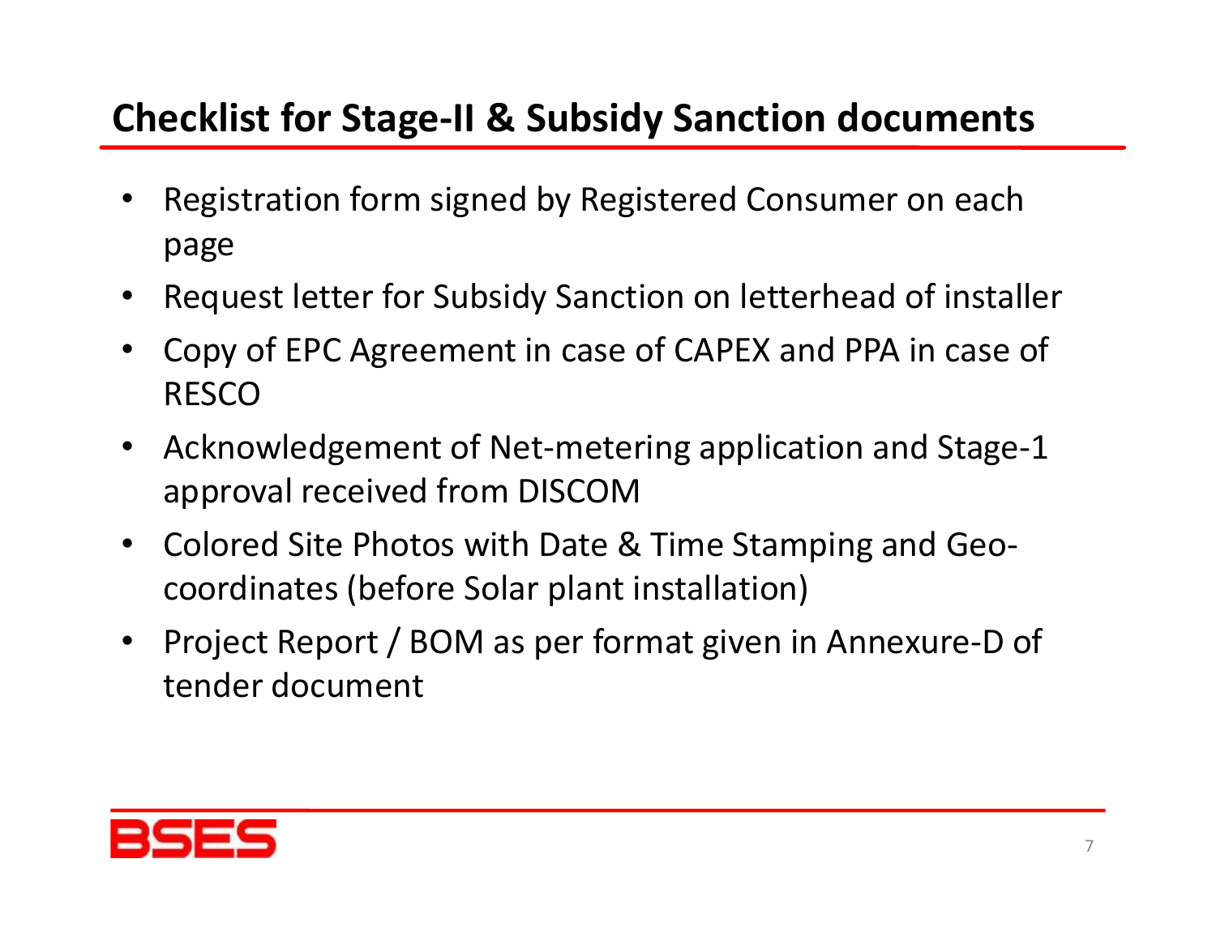## Checklist for Stage-II & Subsidy Sanction documents

- Registration form signed by Registered Consumer on each page
- Request letter for Subsidy Sanction on letterhead of installer
- Copy of EPC Agreement in case of CAPEX and PPA in case of RESCO
- Acknowledgement of Net-metering application and Stage-1 approval received from DISCOM
- Colored Site Photos with Date & Time Stamping and Geo-coordinates (before Solar plant installation)
- Project Report / BOM as per format given in Annexure-D of tender document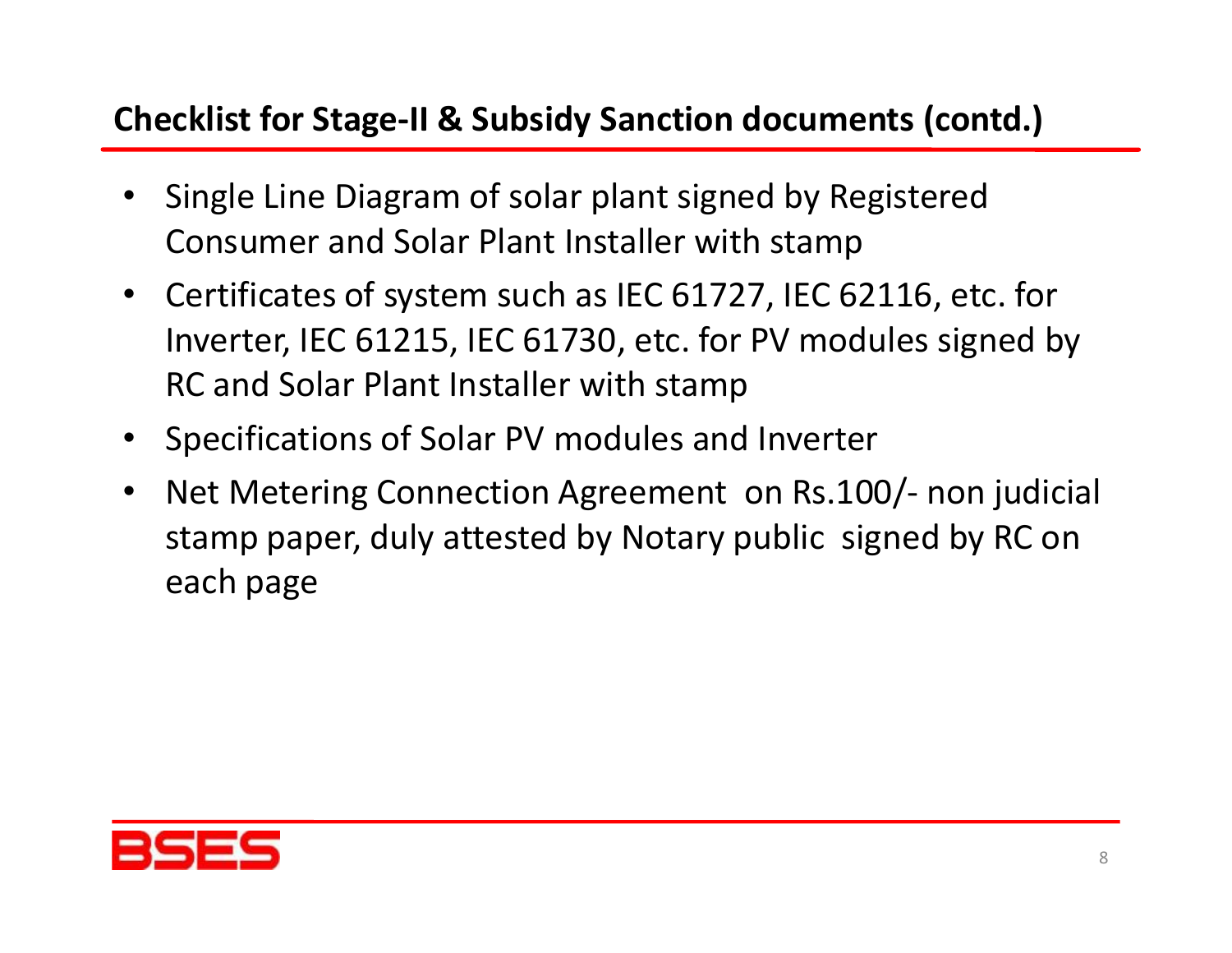## Checklist for Stage-II & Subsidy Sanction documents (contd.)

- Single Line Diagram of solar plant signed by Registered Consumer and Solar Plant Installer with stamp
- Certificates of system such as IEC 61727, IEC 62116, etc. for Inverter, IEC 61215, IEC 61730, etc. for PV modules signed by RC and Solar Plant Installer with stamp
- Specifications of Solar PV modules and Inverter
- Net Metering Connection Agreement on Rs.100/- non judicial stamp paper, duly attested by Notary public signed by RC on each page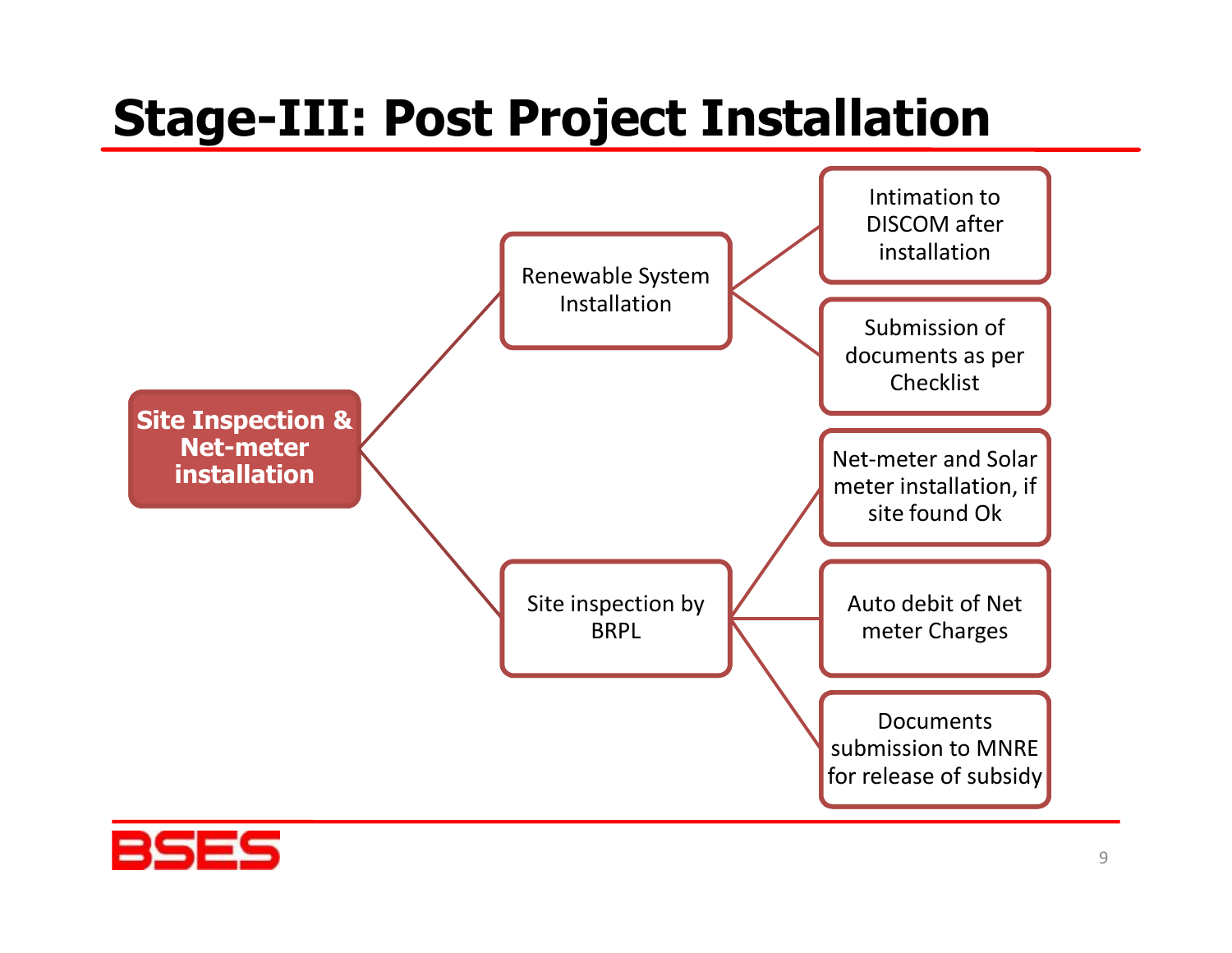# Stage-III: Post Project Installation

- **Site Inspection & Net-meter installation**
  - Renewable System Installation
    - Intimation to DISCOM after installation
    - Submission of documents as per Checklist
  - Site inspection by BRPL
    - Net-meter and Solar meter installation, if site found Ok
    - Auto debit of Net meter Charges
    - Documents submission to MNRE for release of subsidy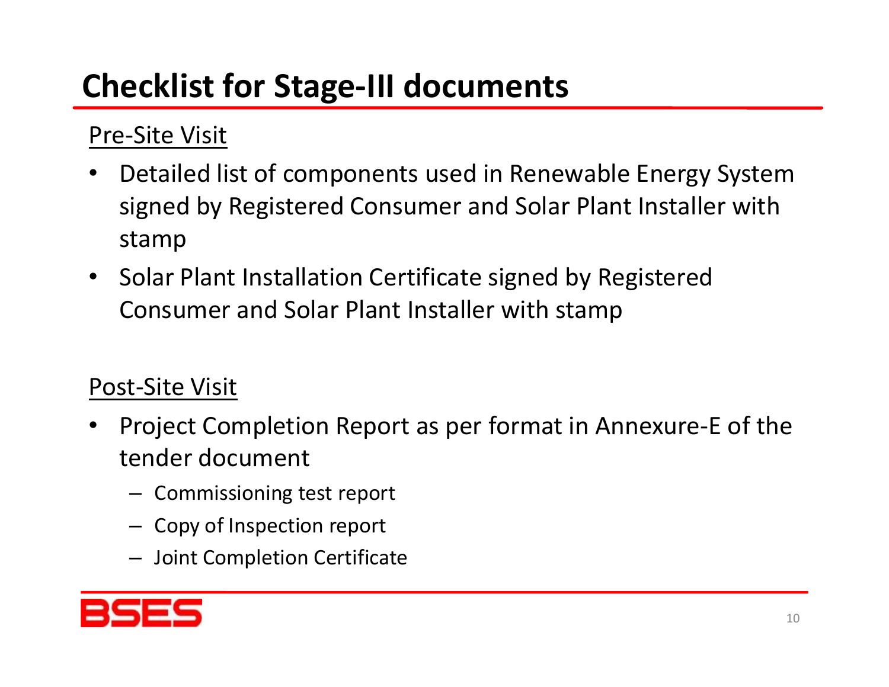# Checklist for Stage-III documents

Pre-Site Visit

- Detailed list of components used in Renewable Energy System signed by Registered Consumer and Solar Plant Installer with stamp
- Solar Plant Installation Certificate signed by Registered Consumer and Solar Plant Installer with stamp

Post-Site Visit

- Project Completion Report as per format in Annexure-E of the tender document
  - Commissioning test report
  - Copy of Inspection report
  - Joint Completion Certificate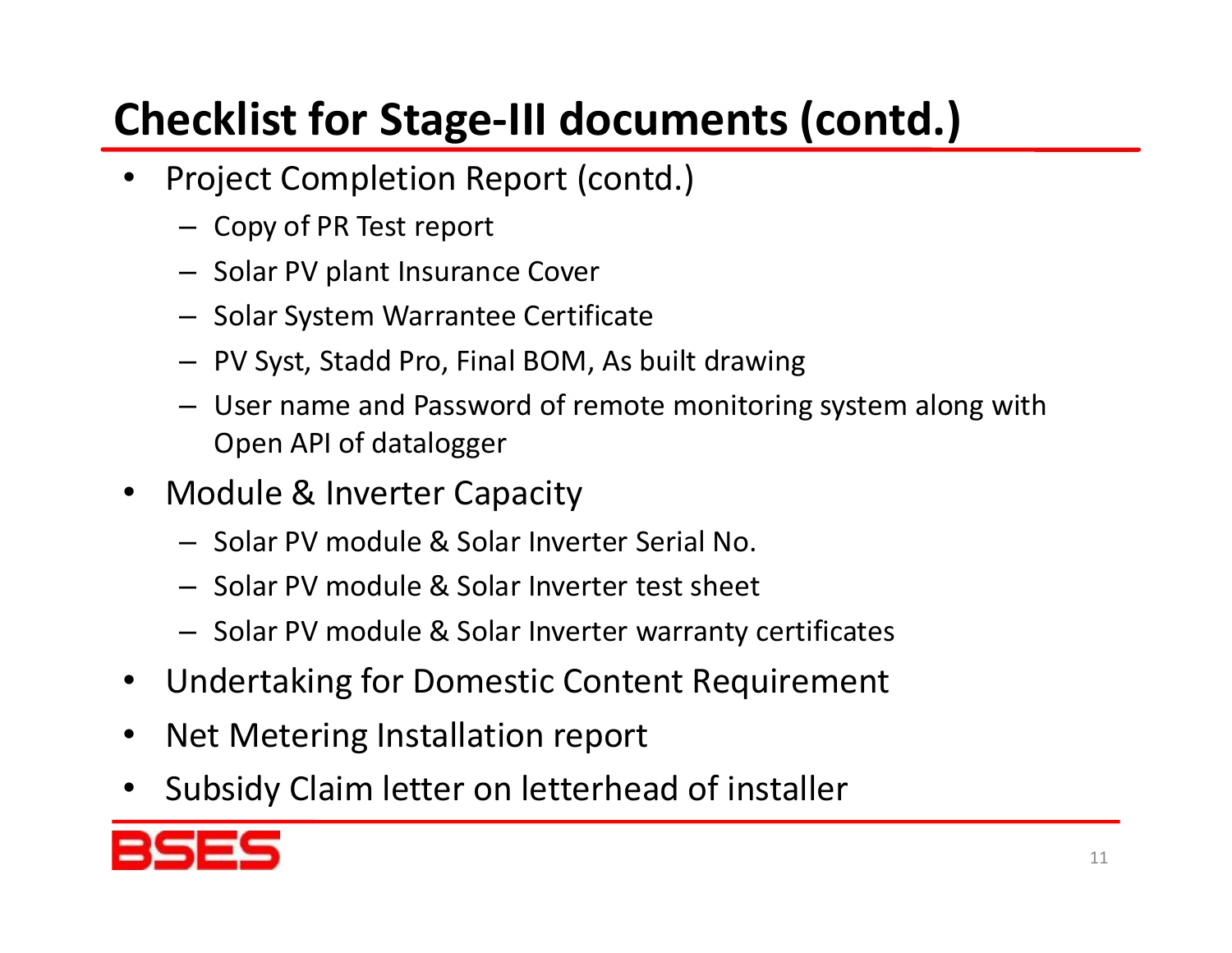# Checklist for Stage-III documents (contd.)

- Project Completion Report (contd.)
  - Copy of PR Test report
  - Solar PV plant Insurance Cover
  - Solar System Warrantee Certificate
  - PV Syst, Stadd Pro, Final BOM, As built drawing
  - User name and Password of remote monitoring system along with Open API of datalogger
- Module & Inverter Capacity
  - Solar PV module & Solar Inverter Serial No.
  - Solar PV module & Solar Inverter test sheet
  - Solar PV module & Solar Inverter warranty certificates
- Undertaking for Domestic Content Requirement
- Net Metering Installation report
- Subsidy Claim letter on letterhead of installer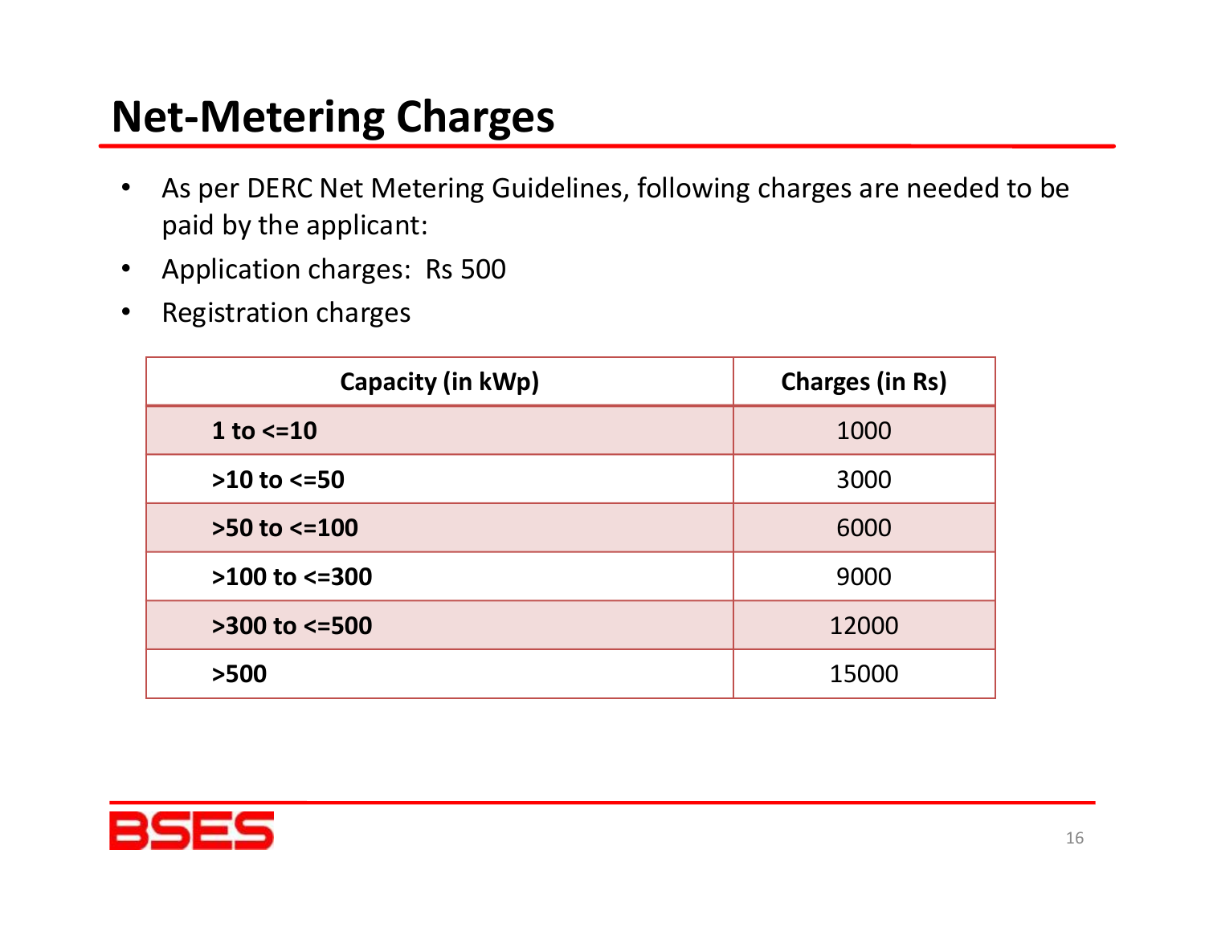# Net-Metering Charges

- As per DERC Net Metering Guidelines, following charges are needed to be paid by the applicant:
- Application charges: Rs 500
- Registration charges

| Capacity (in kWp) | Charges (in Rs) |
|---|---|
| **1 to <=10** | 1000 |
| **>10 to <=50** | 3000 |
| **>50 to <=100** | 6000 |
| **>100 to <=300** | 9000 |
| **>300 to <=500** | 12000 |
| **>500** | 15000 |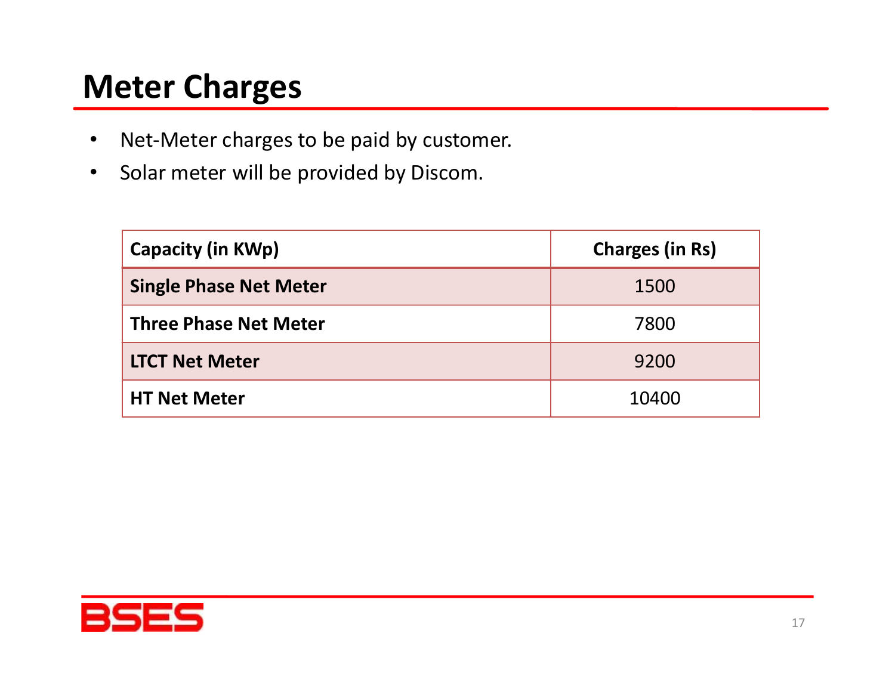# Meter Charges

- Net-Meter charges to be paid by customer.
- Solar meter will be provided by Discom.

| Capacity (in KWp) | Charges (in Rs) |
|---|---|
| **Single Phase Net Meter** | 1500 |
| **Three Phase Net Meter** | 7800 |
| **LTCT Net Meter** | 9200 |
| **HT Net Meter** | 10400 |